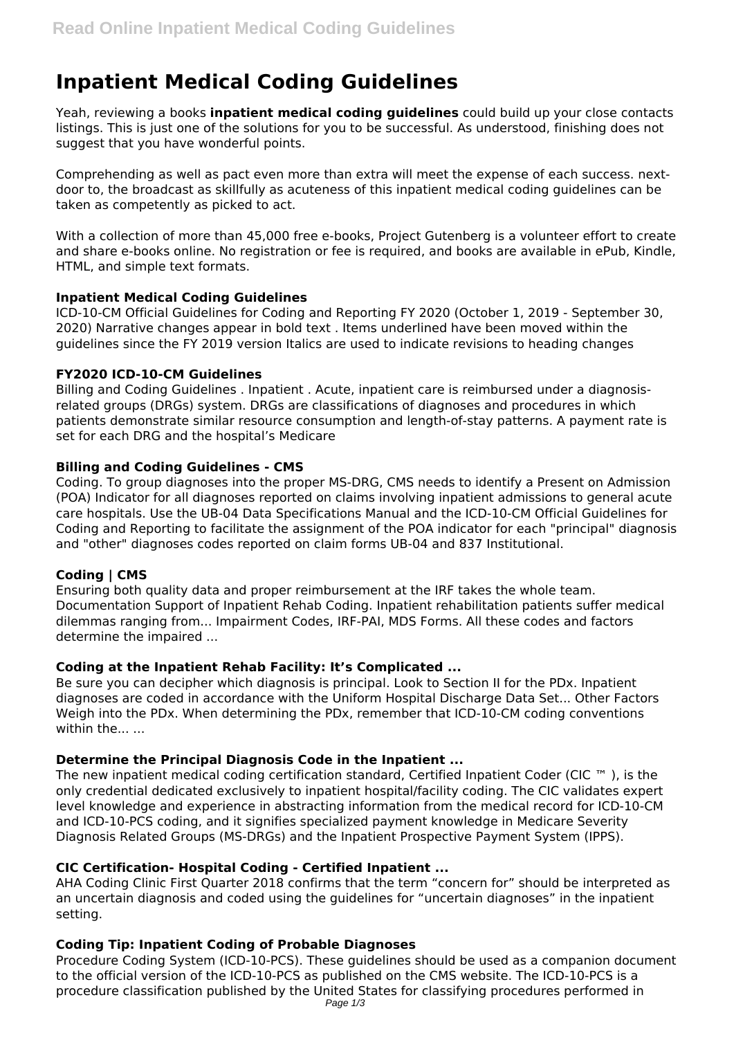# Inpatient Medical Coding Guidelines

Yeah, reviewing a books **inpatient medical coding guidelines** could build up your close contacts listings. This is just one of the solutions for you to be successful. As understood, finishing does not suggest that you have wonderful points.

Comprehending as well as pact even more than extra will meet the expense of each success. next-door to, the broadcast as skillfully as acuteness of this inpatient medical coding guidelines can be taken as competently as picked to act.

With a collection of more than 45,000 free e-books, Project Gutenberg is a volunteer effort to create and share e-books online. No registration or fee is required, and books are available in ePub, Kindle, HTML, and simple text formats.

### Inpatient Medical Coding Guidelines

ICD-10-CM Official Guidelines for Coding and Reporting FY 2020 (October 1, 2019 - September 30, 2020) Narrative changes appear in bold text . Items underlined have been moved within the guidelines since the FY 2019 version Italics are used to indicate revisions to heading changes

### FY2020 ICD-10-CM Guidelines

Billing and Coding Guidelines . Inpatient . Acute, inpatient care is reimbursed under a diagnosis-related groups (DRGs) system. DRGs are classifications of diagnoses and procedures in which patients demonstrate similar resource consumption and length-of-stay patterns. A payment rate is set for each DRG and the hospital's Medicare

### Billing and Coding Guidelines - CMS

Coding. To group diagnoses into the proper MS-DRG, CMS needs to identify a Present on Admission (POA) Indicator for all diagnoses reported on claims involving inpatient admissions to general acute care hospitals. Use the UB-04 Data Specifications Manual and the ICD-10-CM Official Guidelines for Coding and Reporting to facilitate the assignment of the POA indicator for each "principal" diagnosis and "other" diagnoses codes reported on claim forms UB-04 and 837 Institutional.

### Coding | CMS

Ensuring both quality data and proper reimbursement at the IRF takes the whole team. Documentation Support of Inpatient Rehab Coding. Inpatient rehabilitation patients suffer medical dilemmas ranging from... Impairment Codes, IRF-PAI, MDS Forms. All these codes and factors determine the impaired ...

### Coding at the Inpatient Rehab Facility: It's Complicated ...

Be sure you can decipher which diagnosis is principal. Look to Section II for the PDx. Inpatient diagnoses are coded in accordance with the Uniform Hospital Discharge Data Set... Other Factors Weigh into the PDx. When determining the PDx, remember that ICD-10-CM coding conventions within the... ...

### Determine the Principal Diagnosis Code in the Inpatient ...

The new inpatient medical coding certification standard, Certified Inpatient Coder (CIC ™ ), is the only credential dedicated exclusively to inpatient hospital/facility coding. The CIC validates expert level knowledge and experience in abstracting information from the medical record for ICD-10-CM and ICD-10-PCS coding, and it signifies specialized payment knowledge in Medicare Severity Diagnosis Related Groups (MS-DRGs) and the Inpatient Prospective Payment System (IPPS).

### CIC Certification- Hospital Coding - Certified Inpatient ...

AHA Coding Clinic First Quarter 2018 confirms that the term "concern for" should be interpreted as an uncertain diagnosis and coded using the guidelines for "uncertain diagnoses" in the inpatient setting.

### Coding Tip: Inpatient Coding of Probable Diagnoses

Procedure Coding System (ICD-10-PCS). These guidelines should be used as a companion document to the official version of the ICD-10-PCS as published on the CMS website. The ICD-10-PCS is a procedure classification published by the United States for classifying procedures performed in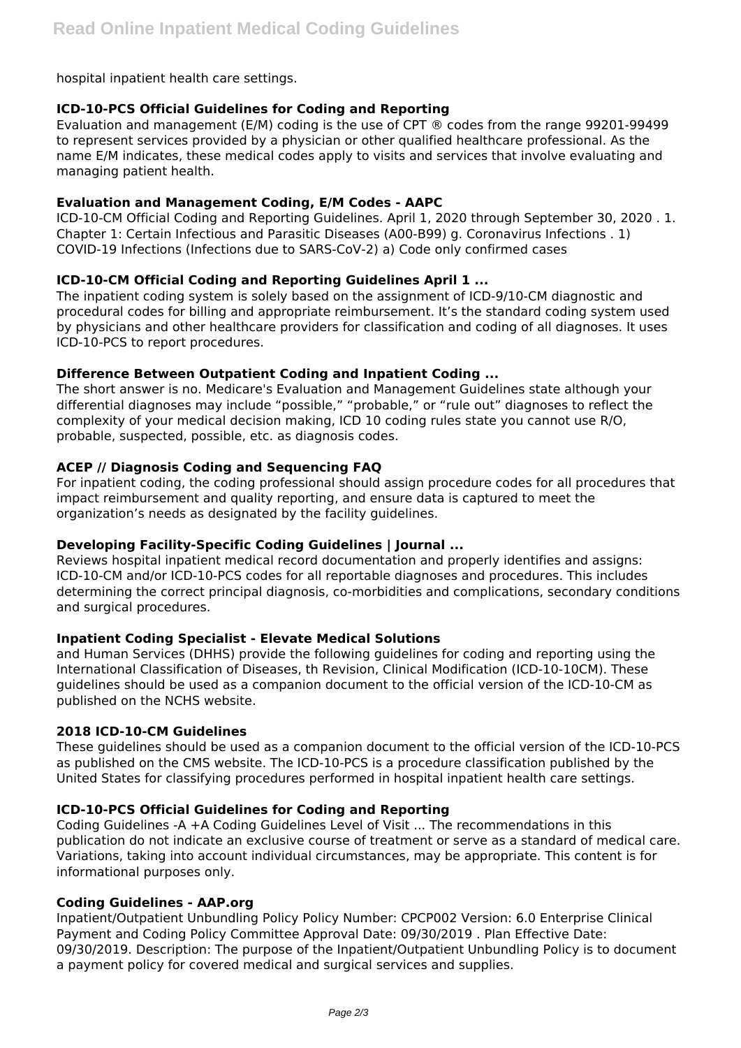hospital inpatient health care settings.

### ICD-10-PCS Official Guidelines for Coding and Reporting

Evaluation and management (E/M) coding is the use of CPT ® codes from the range 99201-99499 to represent services provided by a physician or other qualified healthcare professional. As the name E/M indicates, these medical codes apply to visits and services that involve evaluating and managing patient health.

### Evaluation and Management Coding, E/M Codes - AAPC

ICD-10-CM Official Coding and Reporting Guidelines. April 1, 2020 through September 30, 2020 . 1. Chapter 1: Certain Infectious and Parasitic Diseases (A00-B99) g. Coronavirus Infections . 1) COVID-19 Infections (Infections due to SARS-CoV-2) a) Code only confirmed cases

### ICD-10-CM Official Coding and Reporting Guidelines April 1 ...

The inpatient coding system is solely based on the assignment of ICD-9/10-CM diagnostic and procedural codes for billing and appropriate reimbursement. It's the standard coding system used by physicians and other healthcare providers for classification and coding of all diagnoses. It uses ICD-10-PCS to report procedures.

### Difference Between Outpatient Coding and Inpatient Coding ...

The short answer is no. Medicare's Evaluation and Management Guidelines state although your differential diagnoses may include "possible," "probable," or "rule out" diagnoses to reflect the complexity of your medical decision making, ICD 10 coding rules state you cannot use R/O, probable, suspected, possible, etc. as diagnosis codes.

### ACEP // Diagnosis Coding and Sequencing FAQ

For inpatient coding, the coding professional should assign procedure codes for all procedures that impact reimbursement and quality reporting, and ensure data is captured to meet the organization's needs as designated by the facility guidelines.

### Developing Facility-Specific Coding Guidelines | Journal ...

Reviews hospital inpatient medical record documentation and properly identifies and assigns: ICD-10-CM and/or ICD-10-PCS codes for all reportable diagnoses and procedures. This includes determining the correct principal diagnosis, co-morbidities and complications, secondary conditions and surgical procedures.

### Inpatient Coding Specialist - Elevate Medical Solutions

and Human Services (DHHS) provide the following guidelines for coding and reporting using the International Classification of Diseases, th Revision, Clinical Modification (ICD-10-10CM). These guidelines should be used as a companion document to the official version of the ICD-10-CM as published on the NCHS website.

### 2018 ICD-10-CM Guidelines

These guidelines should be used as a companion document to the official version of the ICD-10-PCS as published on the CMS website. The ICD-10-PCS is a procedure classification published by the United States for classifying procedures performed in hospital inpatient health care settings.

### ICD-10-PCS Official Guidelines for Coding and Reporting

Coding Guidelines -A +A Coding Guidelines Level of Visit ... The recommendations in this publication do not indicate an exclusive course of treatment or serve as a standard of medical care. Variations, taking into account individual circumstances, may be appropriate. This content is for informational purposes only.

### Coding Guidelines - AAP.org

Inpatient/Outpatient Unbundling Policy Policy Number: CPCP002 Version: 6.0 Enterprise Clinical Payment and Coding Policy Committee Approval Date: 09/30/2019 . Plan Effective Date: 09/30/2019. Description: The purpose of the Inpatient/Outpatient Unbundling Policy is to document a payment policy for covered medical and surgical services and supplies.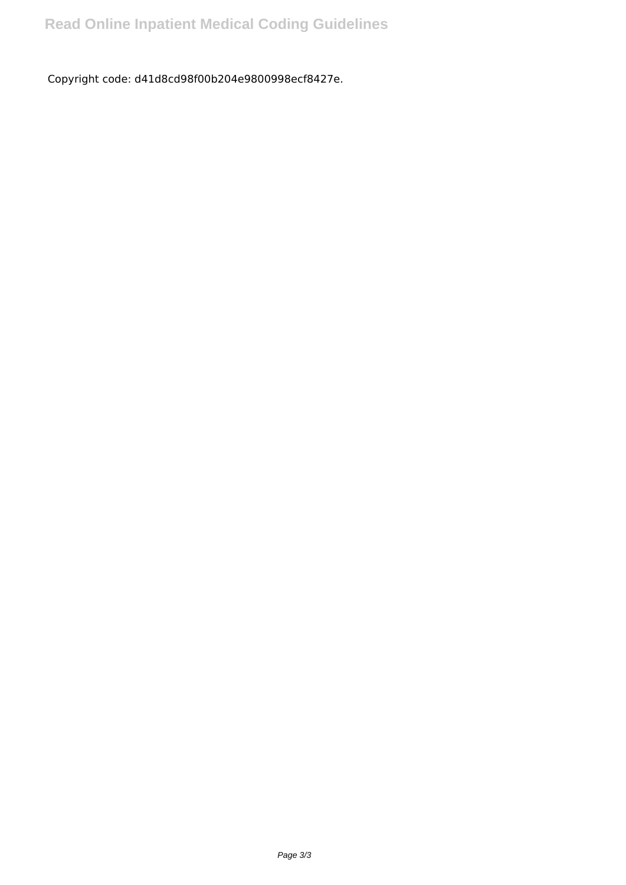Copyright code: d41d8cd98f00b204e9800998ecf8427e.